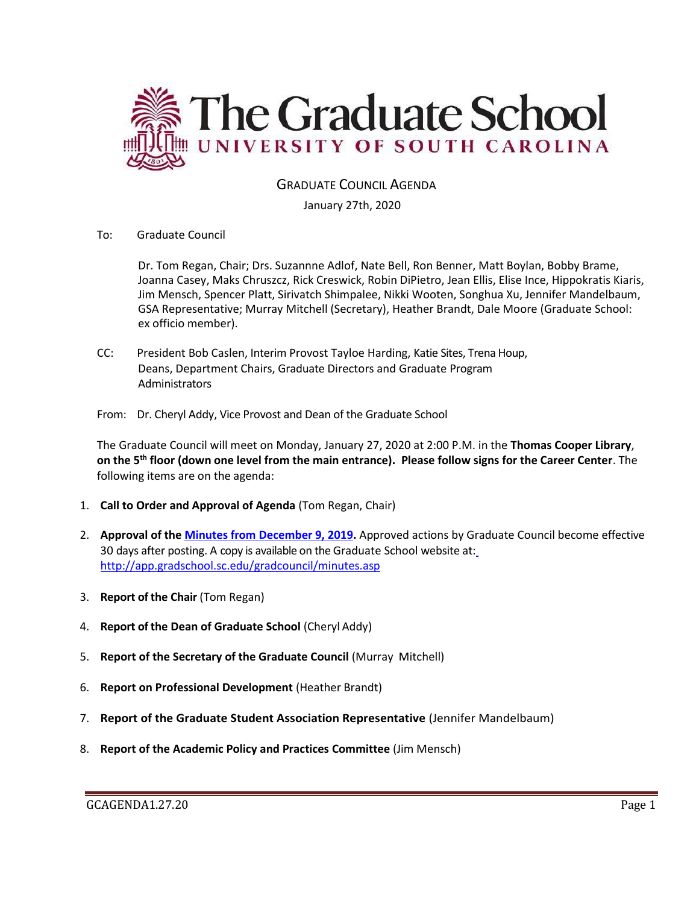# The Graduate School
## UNIVERSITY OF SOUTH CAROLINA

GRADUATE COUNCIL AGENDA

January 27th, 2020

To: Graduate Council

Dr. Tom Regan, Chair; Drs. Suzannne Adlof, Nate Bell, Ron Benner, Matt Boylan, Bobby Brame, Joanna Casey, Maks Chruszcz, Rick Creswick, Robin DiPietro, Jean Ellis, Elise Ince, Hippokratis Kiaris, Jim Mensch, Spencer Platt, Sirivatch Shimpalee, Nikki Wooten, Songhua Xu, Jennifer Mandelbaum, GSA Representative; Murray Mitchell (Secretary), Heather Brandt, Dale Moore (Graduate School: ex officio member).

CC: President Bob Caslen, Interim Provost Tayloe Harding, Katie Sites, Trena Houp, Deans, Department Chairs, Graduate Directors and Graduate Program Administrators

From: Dr. Cheryl Addy, Vice Provost and Dean of the Graduate School

The Graduate Council will meet on Monday, January 27, 2020 at 2:00 P.M. in the **Thomas Cooper Library**, **on the 5th floor (down one level from the main entrance). Please follow signs for the Career Center**. The following items are on the agenda:

1. **Call to Order and Approval of Agenda** (Tom Regan, Chair)
2. **Approval of the [Minutes from December 9, 2019](http://app.gradschool.sc.edu/gradcouncil/minutes.asp).** Approved actions by Graduate Council become effective 30 days after posting. A copy is available on the Graduate School website at: http://app.gradschool.sc.edu/gradcouncil/minutes.asp
3. **Report of the Chair** (Tom Regan)
4. **Report of the Dean of Graduate School** (Cheryl Addy)
5. **Report of the Secretary of the Graduate Council** (Murray Mitchell)
6. **Report on Professional Development** (Heather Brandt)
7. **Report of the Graduate Student Association Representative** (Jennifer Mandelbaum)
8. **Report of the Academic Policy and Practices Committee** (Jim Mensch)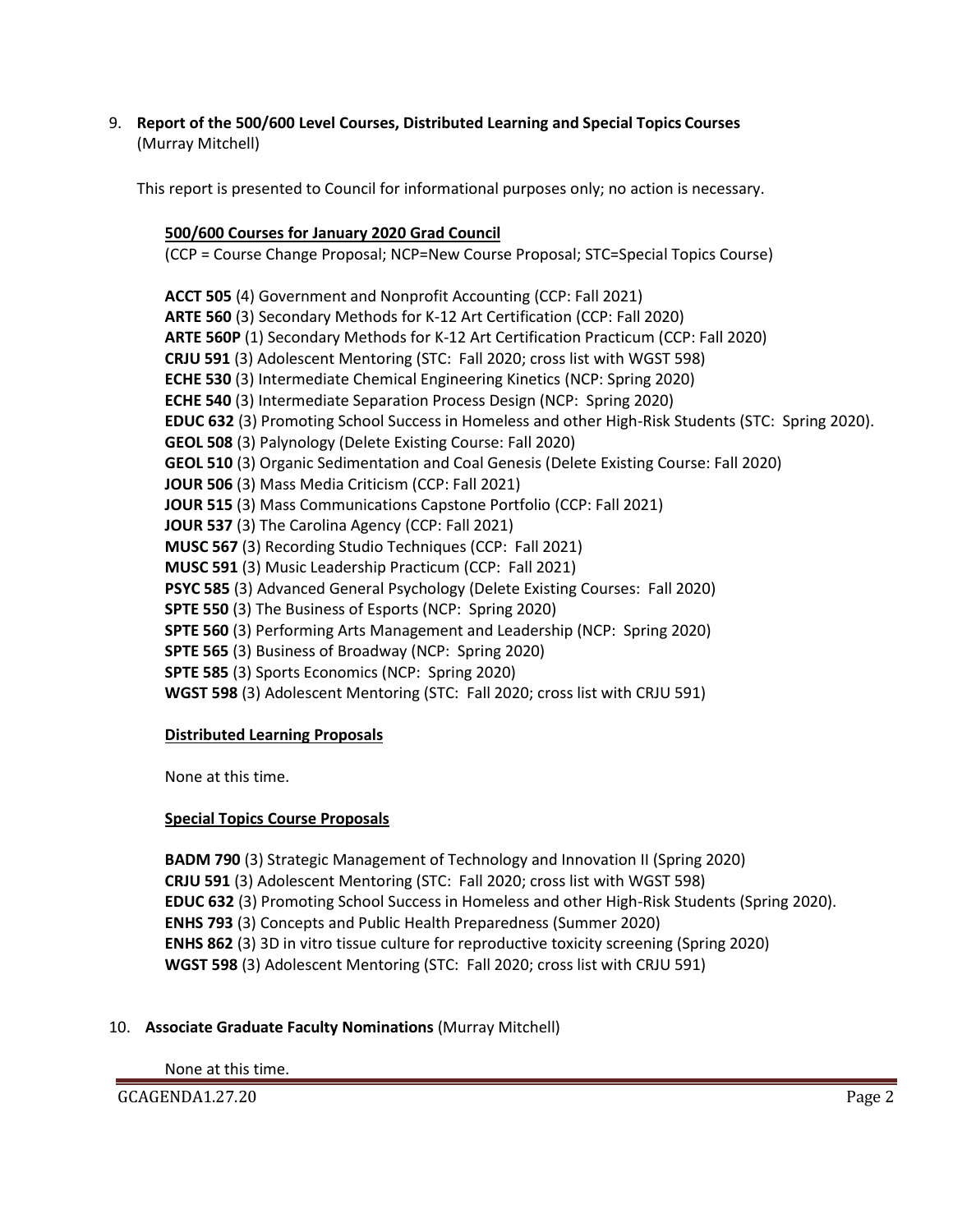9. **Report of the 500/600 Level Courses, Distributed Learning and Special Topics Courses** (Murray Mitchell)

This report is presented to Council for informational purposes only; no action is necessary.

**500/600 Courses for January 2020 Grad Council**

(CCP = Course Change Proposal; NCP=New Course Proposal; STC=Special Topics Course)

**ACCT 505** (4) Government and Nonprofit Accounting (CCP: Fall 2021)
**ARTE 560** (3) Secondary Methods for K-12 Art Certification (CCP: Fall 2020)
**ARTE 560P** (1) Secondary Methods for K-12 Art Certification Practicum (CCP: Fall 2020)
**CRJU 591** (3) Adolescent Mentoring (STC: Fall 2020; cross list with WGST 598)
**ECHE 530** (3) Intermediate Chemical Engineering Kinetics (NCP: Spring 2020)
**ECHE 540** (3) Intermediate Separation Process Design (NCP: Spring 2020)
**EDUC 632** (3) Promoting School Success in Homeless and other High-Risk Students (STC: Spring 2020).
**GEOL 508** (3) Palynology (Delete Existing Course: Fall 2020)
**GEOL 510** (3) Organic Sedimentation and Coal Genesis (Delete Existing Course: Fall 2020)
**JOUR 506** (3) Mass Media Criticism (CCP: Fall 2021)
**JOUR 515** (3) Mass Communications Capstone Portfolio (CCP: Fall 2021)
**JOUR 537** (3) The Carolina Agency (CCP: Fall 2021)
**MUSC 567** (3) Recording Studio Techniques (CCP: Fall 2021)
**MUSC 591** (3) Music Leadership Practicum (CCP: Fall 2021)
**PSYC 585** (3) Advanced General Psychology (Delete Existing Courses: Fall 2020)
**SPTE 550** (3) The Business of Esports (NCP: Spring 2020)
**SPTE 560** (3) Performing Arts Management and Leadership (NCP: Spring 2020)
**SPTE 565** (3) Business of Broadway (NCP: Spring 2020)
**SPTE 585** (3) Sports Economics (NCP: Spring 2020)
**WGST 598** (3) Adolescent Mentoring (STC: Fall 2020; cross list with CRJU 591)

**Distributed Learning Proposals**

None at this time.

**Special Topics Course Proposals**

**BADM 790** (3) Strategic Management of Technology and Innovation II (Spring 2020)
**CRJU 591** (3) Adolescent Mentoring (STC: Fall 2020; cross list with WGST 598)
**EDUC 632** (3) Promoting School Success in Homeless and other High-Risk Students (Spring 2020).
**ENHS 793** (3) Concepts and Public Health Preparedness (Summer 2020)
**ENHS 862** (3) 3D in vitro tissue culture for reproductive toxicity screening (Spring 2020)
**WGST 598** (3) Adolescent Mentoring (STC: Fall 2020; cross list with CRJU 591)

10. **Associate Graduate Faculty Nominations** (Murray Mitchell)

None at this time.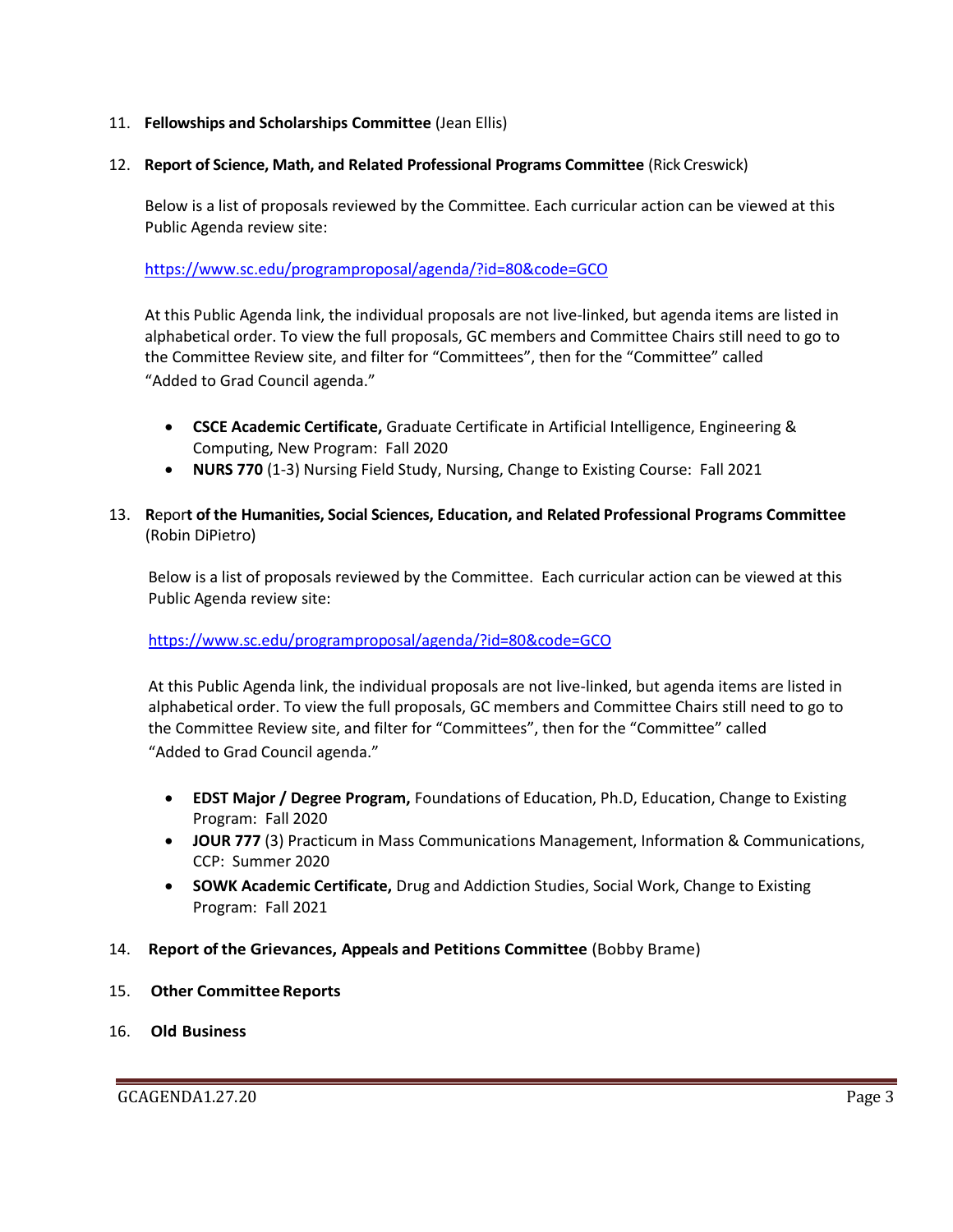11. **Fellowships and Scholarships Committee** (Jean Ellis)

12. **Report of Science, Math, and Related Professional Programs Committee** (Rick Creswick)

    Below is a list of proposals reviewed by the Committee. Each curricular action can be viewed at this Public Agenda review site:

    https://www.sc.edu/programproposal/agenda/?id=80&code=GCO

    At this Public Agenda link, the individual proposals are not live-linked, but agenda items are listed in alphabetical order. To view the full proposals, GC members and Committee Chairs still need to go to the Committee Review site, and filter for "Committees", then for the "Committee" called "Added to Grad Council agenda."

    - **CSCE Academic Certificate,** Graduate Certificate in Artificial Intelligence, Engineering & Computing, New Program: Fall 2020
    - **NURS 770** (1-3) Nursing Field Study, Nursing, Change to Existing Course: Fall 2021

13. **Report of the Humanities, Social Sciences, Education, and Related Professional Programs Committee** (Robin DiPietro)

    Below is a list of proposals reviewed by the Committee. Each curricular action can be viewed at this Public Agenda review site:

    https://www.sc.edu/programproposal/agenda/?id=80&code=GCO

    At this Public Agenda link, the individual proposals are not live-linked, but agenda items are listed in alphabetical order. To view the full proposals, GC members and Committee Chairs still need to go to the Committee Review site, and filter for "Committees", then for the "Committee" called "Added to Grad Council agenda."

    - **EDST Major / Degree Program,** Foundations of Education, Ph.D, Education, Change to Existing Program: Fall 2020
    - **JOUR 777** (3) Practicum in Mass Communications Management, Information & Communications, CCP: Summer 2020
    - **SOWK Academic Certificate,** Drug and Addiction Studies, Social Work, Change to Existing Program: Fall 2021

14. **Report of the Grievances, Appeals and Petitions Committee** (Bobby Brame)

15. **Other Committee Reports**

16. **Old Business**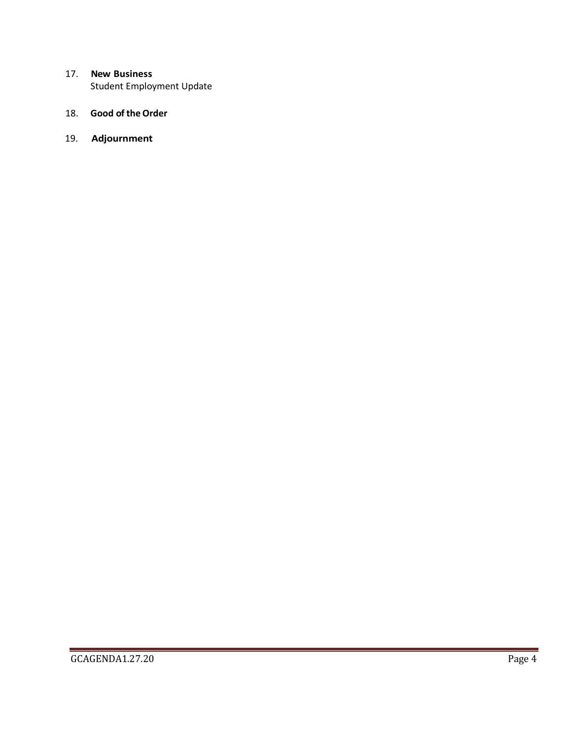17. **New Business**
    Student Employment Update

18. **Good of the Order**

19. **Adjournment**